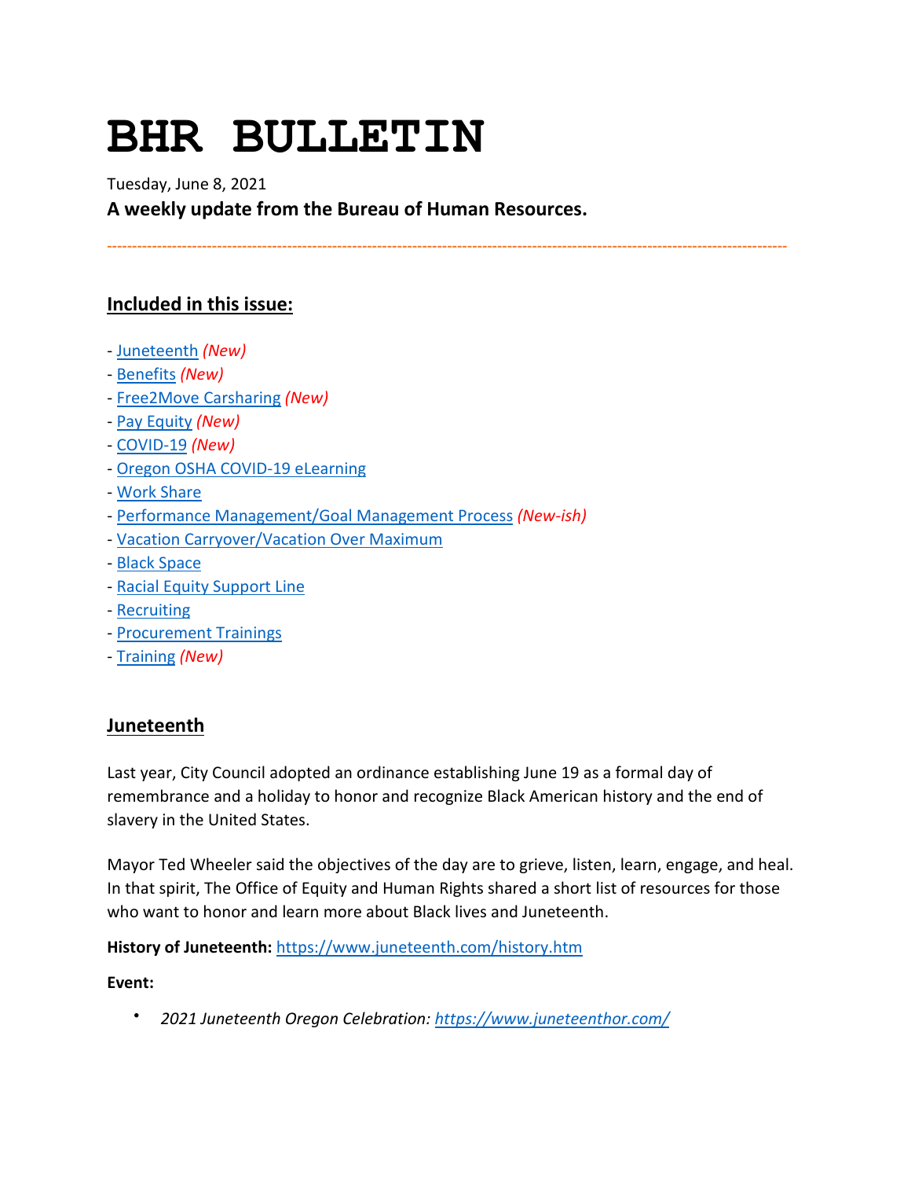# BHR BULLETIN

Tuesday, June 8, 2021

**A weekly update from the Bureau of Human Resources.**

---

## Included in this issue:

- [Juneteenth](#juneteenth) *(New)*
- [Benefits](#benefits) *(New)*
- [Free2Move Carsharing](#free2move-carsharing) *(New)*
- [Pay Equity](#pay-equity) *(New)*
- [COVID-19](#covid-19) *(New)*
- [Oregon OSHA COVID-19 eLearning](#oregon-osha-covid-19-elearning)
- [Work Share](#work-share)
- [Performance Management/Goal Management Process](#performance-managementgoal-management-process) *(New-ish)*
- [Vacation Carryover/Vacation Over Maximum](#vacation-carryovervacation-over-maximum)
- [Black Space](#black-space)
- [Racial Equity Support Line](#racial-equity-support-line)
- [Recruiting](#recruiting)
- [Procurement Trainings](#procurement-trainings)
- [Training](#training) *(New)*

## Juneteenth

Last year, City Council adopted an ordinance establishing June 19 as a formal day of remembrance and a holiday to honor and recognize Black American history and the end of slavery in the United States.

Mayor Ted Wheeler said the objectives of the day are to grieve, listen, learn, engage, and heal. In that spirit, The Office of Equity and Human Rights shared a short list of resources for those who want to honor and learn more about Black lives and Juneteenth.

**History of Juneteenth:** https://www.juneteenth.com/history.htm

**Event:**

- *2021 Juneteenth Oregon Celebration: https://www.juneteenthor.com/*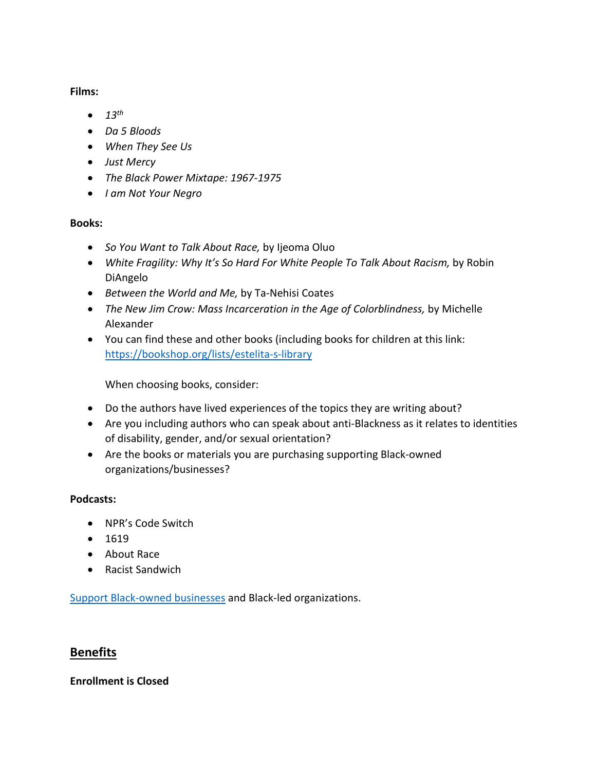**Films:**

- *13th*
- *Da 5 Bloods*
- *When They See Us*
- *Just Mercy*
- *The Black Power Mixtape: 1967-1975*
- *I am Not Your Negro*

**Books:**

- *So You Want to Talk About Race,* by Ijeoma Oluo
- *White Fragility: Why It's So Hard For White People To Talk About Racism,* by Robin DiAngelo
- *Between the World and Me,* by Ta-Nehisi Coates
- *The New Jim Crow: Mass Incarceration in the Age of Colorblindness,* by Michelle Alexander
- You can find these and other books (including books for children at this link: [https://bookshop.org/lists/estelita-s-library](https://bookshop.org/lists/estelita-s-library)

  When choosing books, consider:

- Do the authors have lived experiences of the topics they are writing about?
- Are you including authors who can speak about anti-Blackness as it relates to identities of disability, gender, and/or sexual orientation?
- Are the books or materials you are purchasing supporting Black-owned organizations/businesses?

**Podcasts:**

- NPR's Code Switch
- 1619
- About Race
- Racist Sandwich

Support Black-owned businesses and Black-led organizations.

## Benefits

**Enrollment is Closed**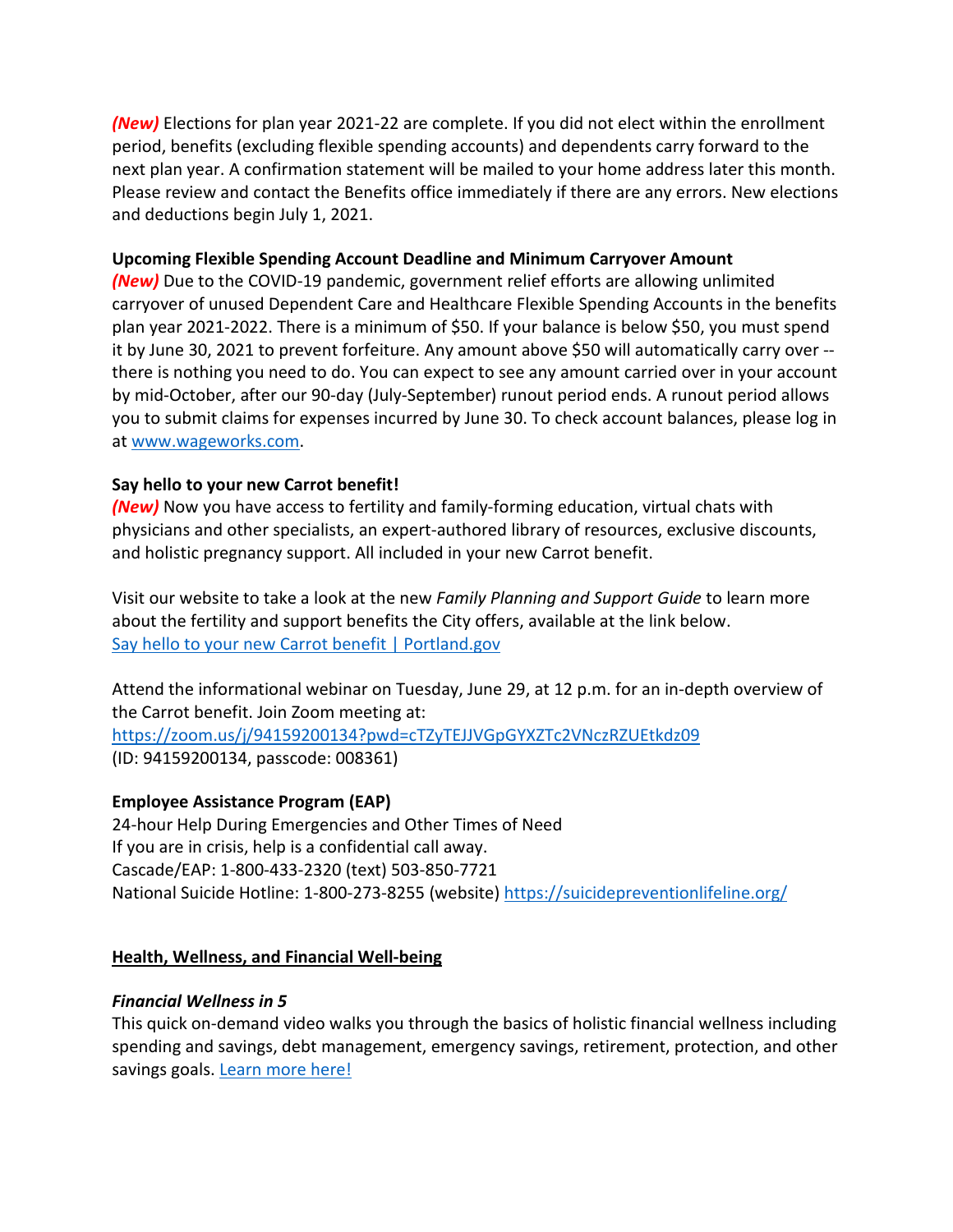***(New)*** Elections for plan year 2021-22 are complete. If you did not elect within the enrollment period, benefits (excluding flexible spending accounts) and dependents carry forward to the next plan year. A confirmation statement will be mailed to your home address later this month. Please review and contact the Benefits office immediately if there are any errors. New elections and deductions begin July 1, 2021.

**Upcoming Flexible Spending Account Deadline and Minimum Carryover Amount**
***(New)*** Due to the COVID-19 pandemic, government relief efforts are allowing unlimited carryover of unused Dependent Care and Healthcare Flexible Spending Accounts in the benefits plan year 2021-2022. There is a minimum of $50. If your balance is below $50, you must spend it by June 30, 2021 to prevent forfeiture. Any amount above $50 will automatically carry over -- there is nothing you need to do. You can expect to see any amount carried over in your account by mid-October, after our 90-day (July-September) runout period ends. A runout period allows you to submit claims for expenses incurred by June 30. To check account balances, please log in at [www.wageworks.com](www.wageworks.com).

**Say hello to your new Carrot benefit!**
***(New)*** Now you have access to fertility and family-forming education, virtual chats with physicians and other specialists, an expert-authored library of resources, exclusive discounts, and holistic pregnancy support. All included in your new Carrot benefit.

Visit our website to take a look at the new *Family Planning and Support Guide* to learn more about the fertility and support benefits the City offers, available at the link below.
Say hello to your new Carrot benefit | Portland.gov

Attend the informational webinar on Tuesday, June 29, at 12 p.m. for an in-depth overview of the Carrot benefit. Join Zoom meeting at:
https://zoom.us/j/94159200134?pwd=cTZyTEJJVGpGYXZTc2VNczRZUEtkdz09
(ID: 94159200134, passcode: 008361)

**Employee Assistance Program (EAP)**
24-hour Help During Emergencies and Other Times of Need
If you are in crisis, help is a confidential call away.
Cascade/EAP: 1-800-433-2320 (text) 503-850-7721
National Suicide Hotline: 1-800-273-8255 (website) https://suicidepreventionlifeline.org/

## Health, Wellness, and Financial Well-being

***Financial Wellness in 5***
This quick on-demand video walks you through the basics of holistic financial wellness including spending and savings, debt management, emergency savings, retirement, protection, and other savings goals. Learn more here!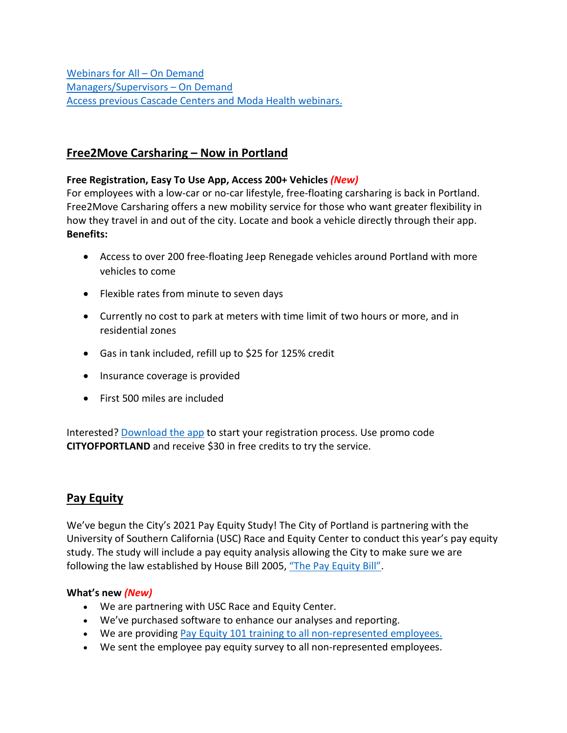[Webinars for All – On Demand](#)
[Managers/Supervisors – On Demand](#)
[Access previous Cascade Centers and Moda Health webinars.](#)

## Free2Move Carsharing – Now in Portland

**Free Registration, Easy To Use App, Access 200+ Vehicles *(New)***
For employees with a low-car or no-car lifestyle, free-floating carsharing is back in Portland. Free2Move Carsharing offers a new mobility service for those who want greater flexibility in how they travel in and out of the city. Locate and book a vehicle directly through their app.
**Benefits:**

- Access to over 200 free-floating Jeep Renegade vehicles around Portland with more vehicles to come
- Flexible rates from minute to seven days
- Currently no cost to park at meters with time limit of two hours or more, and in residential zones
- Gas in tank included, refill up to $25 for 125% credit
- Insurance coverage is provided
- First 500 miles are included

Interested? [Download the app](#) to start your registration process. Use promo code **CITYOFPORTLAND** and receive $30 in free credits to try the service.

## Pay Equity

We've begun the City's 2021 Pay Equity Study! The City of Portland is partnering with the University of Southern California (USC) Race and Equity Center to conduct this year's pay equity study. The study will include a pay equity analysis allowing the City to make sure we are following the law established by House Bill 2005, ["The Pay Equity Bill"](#).

**What's new *(New)***

- We are partnering with USC Race and Equity Center.
- We've purchased software to enhance our analyses and reporting.
- We are providing [Pay Equity 101 training to all non-represented employees.](#)
- We sent the employee pay equity survey to all non-represented employees.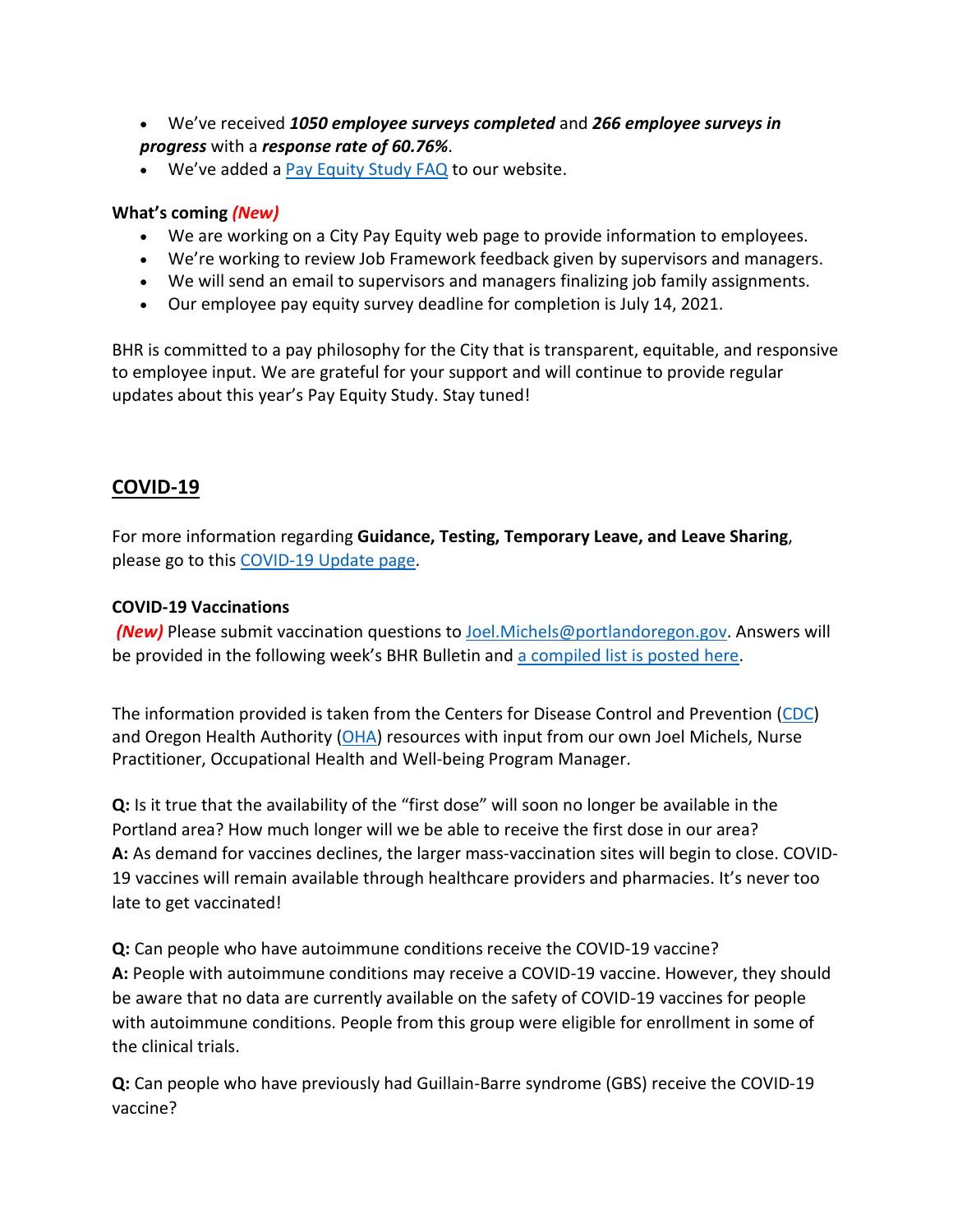- We've received ***1050 employee surveys completed*** and ***266 employee surveys in progress*** with a ***response rate of 60.76%***.
- We've added a [Pay Equity Study FAQ]() to our website.

**What's coming *(New)***

- We are working on a City Pay Equity web page to provide information to employees.
- We're working to review Job Framework feedback given by supervisors and managers.
- We will send an email to supervisors and managers finalizing job family assignments.
- Our employee pay equity survey deadline for completion is July 14, 2021.

BHR is committed to a pay philosophy for the City that is transparent, equitable, and responsive to employee input. We are grateful for your support and will continue to provide regular updates about this year's Pay Equity Study. Stay tuned!

## COVID-19

For more information regarding **Guidance, Testing, Temporary Leave, and Leave Sharing**, please go to this [COVID-19 Update page]().

### COVID-19 Vaccinations

***(New)*** Please submit vaccination questions to [Joel.Michels@portlandoregon.gov](mailto:Joel.Michels@portlandoregon.gov). Answers will be provided in the following week's BHR Bulletin and [a compiled list is posted here]().

The information provided is taken from the Centers for Disease Control and Prevention ([CDC]()) and Oregon Health Authority ([OHA]()) resources with input from our own Joel Michels, Nurse Practitioner, Occupational Health and Well-being Program Manager.

**Q:** Is it true that the availability of the "first dose" will soon no longer be available in the Portland area? How much longer will we be able to receive the first dose in our area?
**A:** As demand for vaccines declines, the larger mass-vaccination sites will begin to close. COVID-19 vaccines will remain available through healthcare providers and pharmacies. It's never too late to get vaccinated!

**Q:** Can people who have autoimmune conditions receive the COVID-19 vaccine?
**A:** People with autoimmune conditions may receive a COVID-19 vaccine. However, they should be aware that no data are currently available on the safety of COVID-19 vaccines for people with autoimmune conditions. People from this group were eligible for enrollment in some of the clinical trials.

**Q:** Can people who have previously had Guillain-Barre syndrome (GBS) receive the COVID-19 vaccine?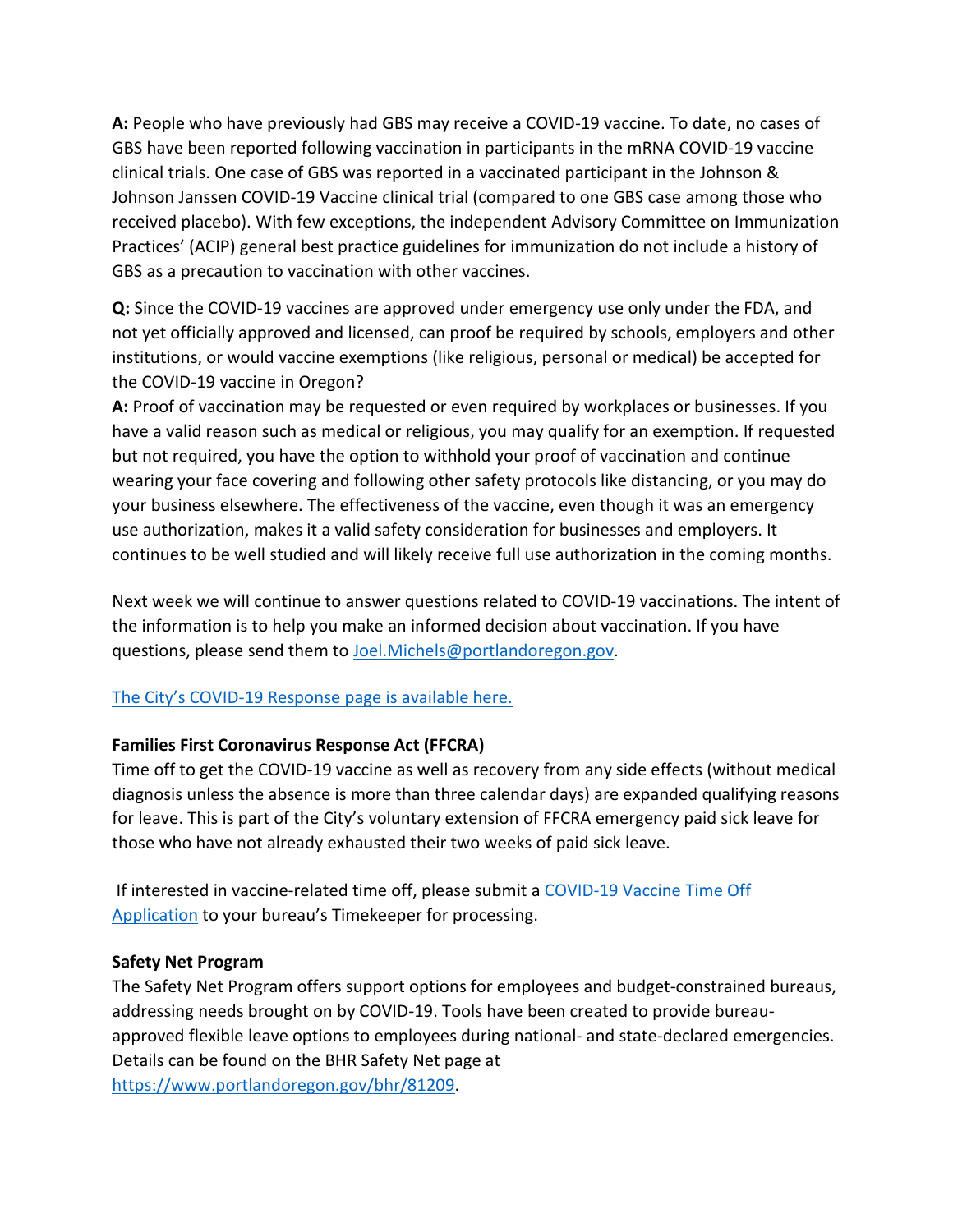**A:** People who have previously had GBS may receive a COVID-19 vaccine. To date, no cases of GBS have been reported following vaccination in participants in the mRNA COVID-19 vaccine clinical trials. One case of GBS was reported in a vaccinated participant in the Johnson & Johnson Janssen COVID-19 Vaccine clinical trial (compared to one GBS case among those who received placebo). With few exceptions, the independent Advisory Committee on Immunization Practices' (ACIP) general best practice guidelines for immunization do not include a history of GBS as a precaution to vaccination with other vaccines.

**Q:** Since the COVID-19 vaccines are approved under emergency use only under the FDA, and not yet officially approved and licensed, can proof be required by schools, employers and other institutions, or would vaccine exemptions (like religious, personal or medical) be accepted for the COVID-19 vaccine in Oregon?
**A:** Proof of vaccination may be requested or even required by workplaces or businesses. If you have a valid reason such as medical or religious, you may qualify for an exemption. If requested but not required, you have the option to withhold your proof of vaccination and continue wearing your face covering and following other safety protocols like distancing, or you may do your business elsewhere. The effectiveness of the vaccine, even though it was an emergency use authorization, makes it a valid safety consideration for businesses and employers. It continues to be well studied and will likely receive full use authorization in the coming months.

Next week we will continue to answer questions related to COVID-19 vaccinations. The intent of the information is to help you make an informed decision about vaccination. If you have questions, please send them to Joel.Michels@portlandoregon.gov.

The City's COVID-19 Response page is available here.

**Families First Coronavirus Response Act (FFCRA)**
Time off to get the COVID-19 vaccine as well as recovery from any side effects (without medical diagnosis unless the absence is more than three calendar days) are expanded qualifying reasons for leave. This is part of the City's voluntary extension of FFCRA emergency paid sick leave for those who have not already exhausted their two weeks of paid sick leave.

If interested in vaccine-related time off, please submit a COVID-19 Vaccine Time Off Application to your bureau's Timekeeper for processing.

**Safety Net Program**
The Safety Net Program offers support options for employees and budget-constrained bureaus, addressing needs brought on by COVID-19. Tools have been created to provide bureau-approved flexible leave options to employees during national- and state-declared emergencies. Details can be found on the BHR Safety Net page at https://www.portlandoregon.gov/bhr/81209.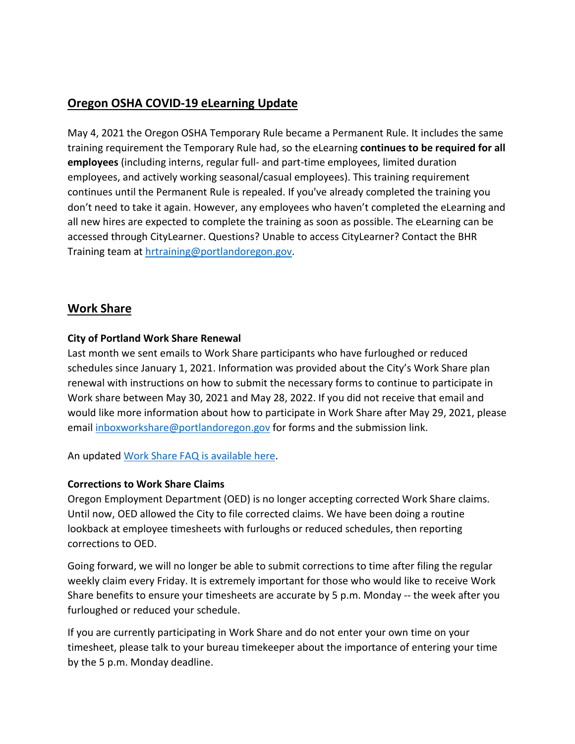## Oregon OSHA COVID-19 eLearning Update

May 4, 2021 the Oregon OSHA Temporary Rule became a Permanent Rule. It includes the same training requirement the Temporary Rule had, so the eLearning **continues to be required for all employees** (including interns, regular full- and part-time employees, limited duration employees, and actively working seasonal/casual employees). This training requirement continues until the Permanent Rule is repealed. If you've already completed the training you don't need to take it again. However, any employees who haven't completed the eLearning and all new hires are expected to complete the training as soon as possible. The eLearning can be accessed through CityLearner. Questions? Unable to access CityLearner? Contact the BHR Training team at [hrtraining@portlandoregon.gov](mailto:hrtraining@portlandoregon.gov).

## Work Share

### City of Portland Work Share Renewal

Last month we sent emails to Work Share participants who have furloughed or reduced schedules since January 1, 2021. Information was provided about the City's Work Share plan renewal with instructions on how to submit the necessary forms to continue to participate in Work share between May 30, 2021 and May 28, 2022. If you did not receive that email and would like more information about how to participate in Work Share after May 29, 2021, please email [inboxworkshare@portlandoregon.gov](mailto:inboxworkshare@portlandoregon.gov) for forms and the submission link.

An updated Work Share FAQ is available here.

### Corrections to Work Share Claims

Oregon Employment Department (OED) is no longer accepting corrected Work Share claims. Until now, OED allowed the City to file corrected claims. We have been doing a routine lookback at employee timesheets with furloughs or reduced schedules, then reporting corrections to OED.

Going forward, we will no longer be able to submit corrections to time after filing the regular weekly claim every Friday. It is extremely important for those who would like to receive Work Share benefits to ensure your timesheets are accurate by 5 p.m. Monday -- the week after you furloughed or reduced your schedule.

If you are currently participating in Work Share and do not enter your own time on your timesheet, please talk to your bureau timekeeper about the importance of entering your time by the 5 p.m. Monday deadline.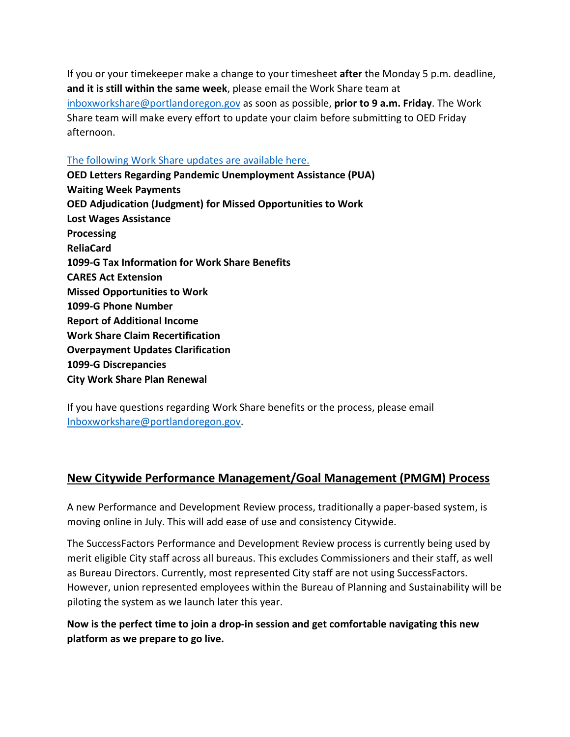If you or your timekeeper make a change to your timesheet **after** the Monday 5 p.m. deadline, **and it is still within the same week**, please email the Work Share team at [inboxworkshare@portlandoregon.gov](mailto:inboxworkshare@portlandoregon.gov) as soon as possible, **prior to 9 a.m. Friday**. The Work Share team will make every effort to update your claim before submitting to OED Friday afternoon.

[The following Work Share updates are available here.]()

**OED Letters Regarding Pandemic Unemployment Assistance (PUA)**
**Waiting Week Payments**
**OED Adjudication (Judgment) for Missed Opportunities to Work**
**Lost Wages Assistance**
**Processing**
**ReliaCard**
**1099-G Tax Information for Work Share Benefits**
**CARES Act Extension**
**Missed Opportunities to Work**
**1099-G Phone Number**
**Report of Additional Income**
**Work Share Claim Recertification**
**Overpayment Updates Clarification**
**1099-G Discrepancies**
**City Work Share Plan Renewal**

If you have questions regarding Work Share benefits or the process, please email [Inboxworkshare@portlandoregon.gov](mailto:Inboxworkshare@portlandoregon.gov).

## New Citywide Performance Management/Goal Management (PMGM) Process

A new Performance and Development Review process, traditionally a paper-based system, is moving online in July. This will add ease of use and consistency Citywide.

The SuccessFactors Performance and Development Review process is currently being used by merit eligible City staff across all bureaus. This excludes Commissioners and their staff, as well as Bureau Directors. Currently, most represented City staff are not using SuccessFactors. However, union represented employees within the Bureau of Planning and Sustainability will be piloting the system as we launch later this year.

**Now is the perfect time to join a drop-in session and get comfortable navigating this new platform as we prepare to go live.**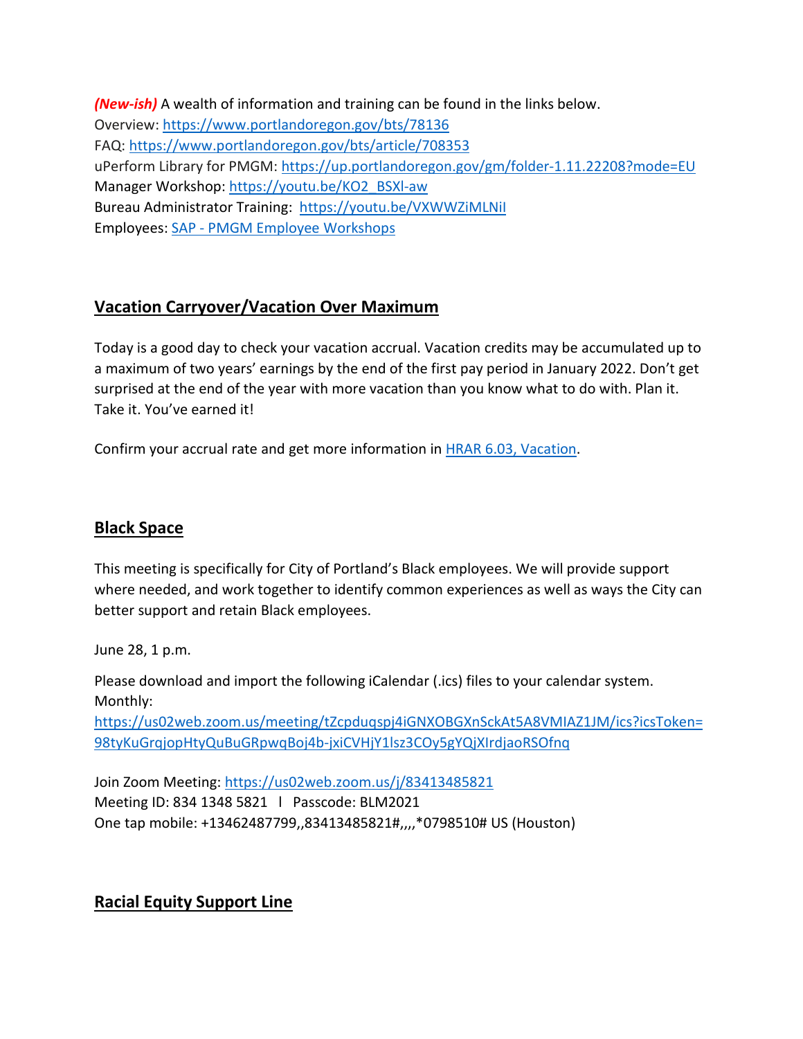***(New-ish)*** A wealth of information and training can be found in the links below.
Overview: https://www.portlandoregon.gov/bts/78136
FAQ: https://www.portlandoregon.gov/bts/article/708353
uPerform Library for PMGM: https://up.portlandoregon.gov/gm/folder-1.11.22208?mode=EU
Manager Workshop: https://youtu.be/KO2_BSXl-aw
Bureau Administrator Training: https://youtu.be/VXWWZiMLNiI
Employees: SAP - PMGM Employee Workshops

## Vacation Carryover/Vacation Over Maximum

Today is a good day to check your vacation accrual. Vacation credits may be accumulated up to a maximum of two years' earnings by the end of the first pay period in January 2022. Don't get surprised at the end of the year with more vacation than you know what to do with. Plan it. Take it. You've earned it!

Confirm your accrual rate and get more information in HRAR 6.03, Vacation.

## Black Space

This meeting is specifically for City of Portland's Black employees. We will provide support where needed, and work together to identify common experiences as well as ways the City can better support and retain Black employees.

June 28, 1 p.m.

Please download and import the following iCalendar (.ics) files to your calendar system.
Monthly:
https://us02web.zoom.us/meeting/tZcpduqspj4iGNXOBGXnSckAt5A8VMIAZ1JM/ics?icsToken=98tyKuGrqjopHtyQuBuGRpwqBoj4b-jxiCVHjY1lsz3COy5gYQjXIrdjaoRSOfnq

Join Zoom Meeting: https://us02web.zoom.us/j/83413485821
Meeting ID: 834 1348 5821 l Passcode: BLM2021
One tap mobile: +13462487799,,83413485821#,,,,*0798510# US (Houston)

## Racial Equity Support Line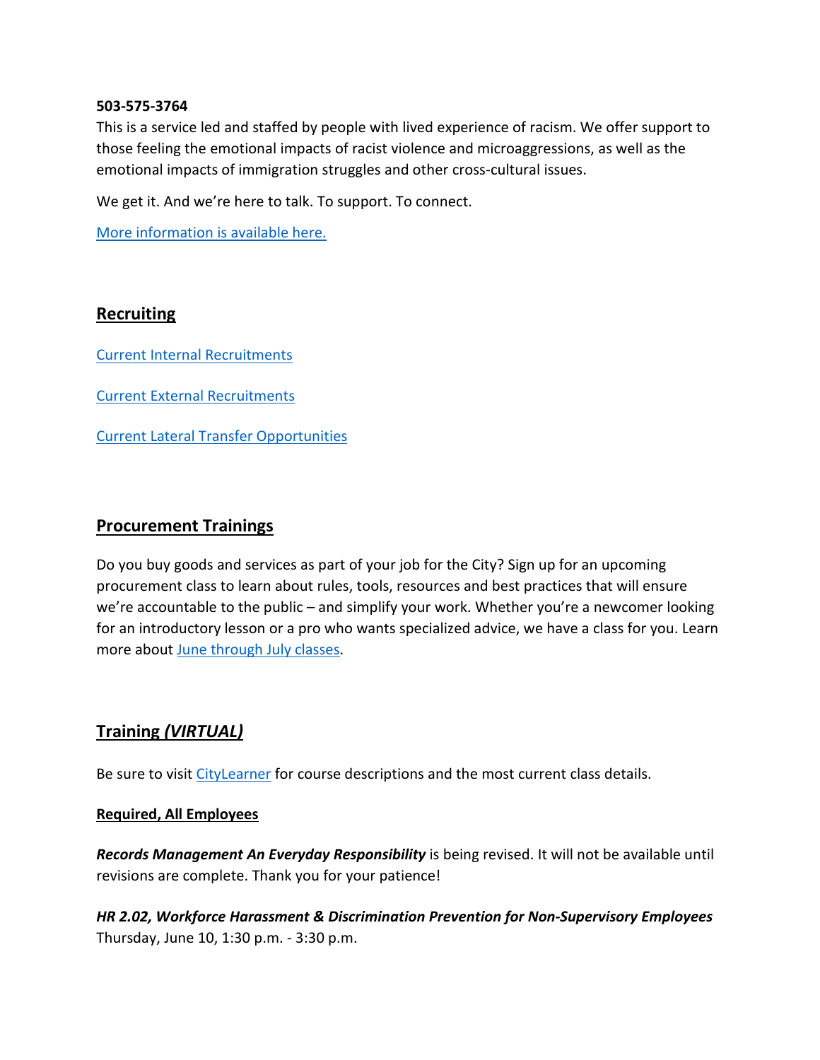**503-575-3764**

This is a service led and staffed by people with lived experience of racism. We offer support to those feeling the emotional impacts of racist violence and microaggressions, as well as the emotional impacts of immigration struggles and other cross-cultural issues.

We get it. And we're here to talk. To support. To connect.

More information is available here.

## Recruiting

Current Internal Recruitments

Current External Recruitments

Current Lateral Transfer Opportunities

## Procurement Trainings

Do you buy goods and services as part of your job for the City? Sign up for an upcoming procurement class to learn about rules, tools, resources and best practices that will ensure we're accountable to the public – and simplify your work. Whether you're a newcomer looking for an introductory lesson or a pro who wants specialized advice, we have a class for you. Learn more about June through July classes.

## Training *(VIRTUAL)*

Be sure to visit CityLearner for course descriptions and the most current class details.

**Required, All Employees**

***Records Management An Everyday Responsibility*** is being revised. It will not be available until revisions are complete. Thank you for your patience!

***HR 2.02, Workforce Harassment & Discrimination Prevention for Non-Supervisory Employees***
Thursday, June 10, 1:30 p.m. - 3:30 p.m.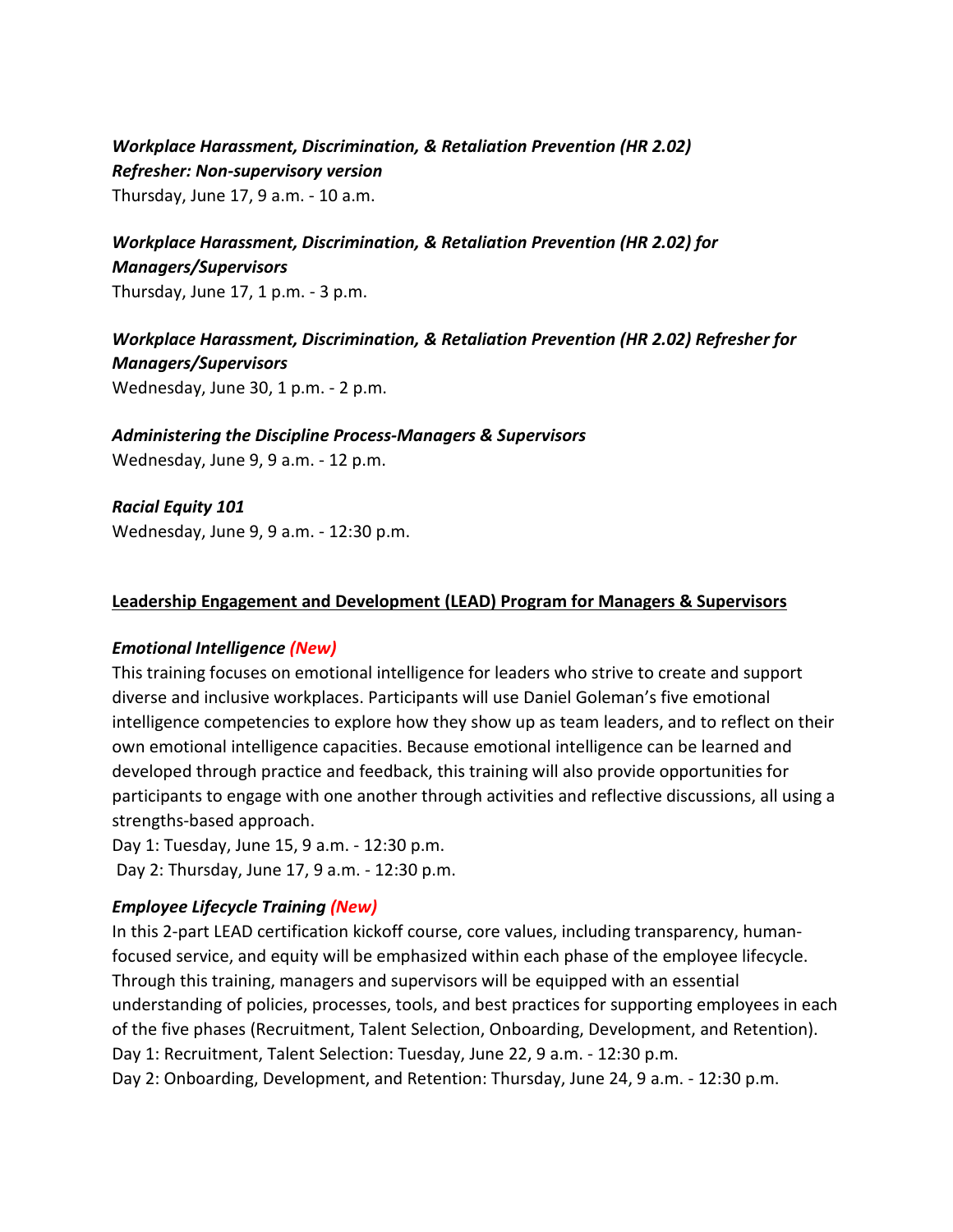***Workplace Harassment, Discrimination, & Retaliation Prevention (HR 2.02) Refresher: Non-supervisory version***
Thursday, June 17, 9 a.m. - 10 a.m.

***Workplace Harassment, Discrimination, & Retaliation Prevention (HR 2.02) for Managers/Supervisors***
Thursday, June 17, 1 p.m. - 3 p.m.

***Workplace Harassment, Discrimination, & Retaliation Prevention (HR 2.02) Refresher for Managers/Supervisors***
Wednesday, June 30, 1 p.m. - 2 p.m.

***Administering the Discipline Process-Managers & Supervisors***
Wednesday, June 9, 9 a.m. - 12 p.m.

***Racial Equity 101***
Wednesday, June 9, 9 a.m. - 12:30 p.m.

## **Leadership Engagement and Development (LEAD) Program for Managers & Supervisors**

***Emotional Intelligence (New)***
This training focuses on emotional intelligence for leaders who strive to create and support diverse and inclusive workplaces. Participants will use Daniel Goleman's five emotional intelligence competencies to explore how they show up as team leaders, and to reflect on their own emotional intelligence capacities. Because emotional intelligence can be learned and developed through practice and feedback, this training will also provide opportunities for participants to engage with one another through activities and reflective discussions, all using a strengths-based approach.
Day 1: Tuesday, June 15, 9 a.m. - 12:30 p.m.
Day 2: Thursday, June 17, 9 a.m. - 12:30 p.m.

***Employee Lifecycle Training (New)***
In this 2-part LEAD certification kickoff course, core values, including transparency, human-focused service, and equity will be emphasized within each phase of the employee lifecycle. Through this training, managers and supervisors will be equipped with an essential understanding of policies, processes, tools, and best practices for supporting employees in each of the five phases (Recruitment, Talent Selection, Onboarding, Development, and Retention).
Day 1: Recruitment, Talent Selection: Tuesday, June 22, 9 a.m. - 12:30 p.m.
Day 2: Onboarding, Development, and Retention: Thursday, June 24, 9 a.m. - 12:30 p.m.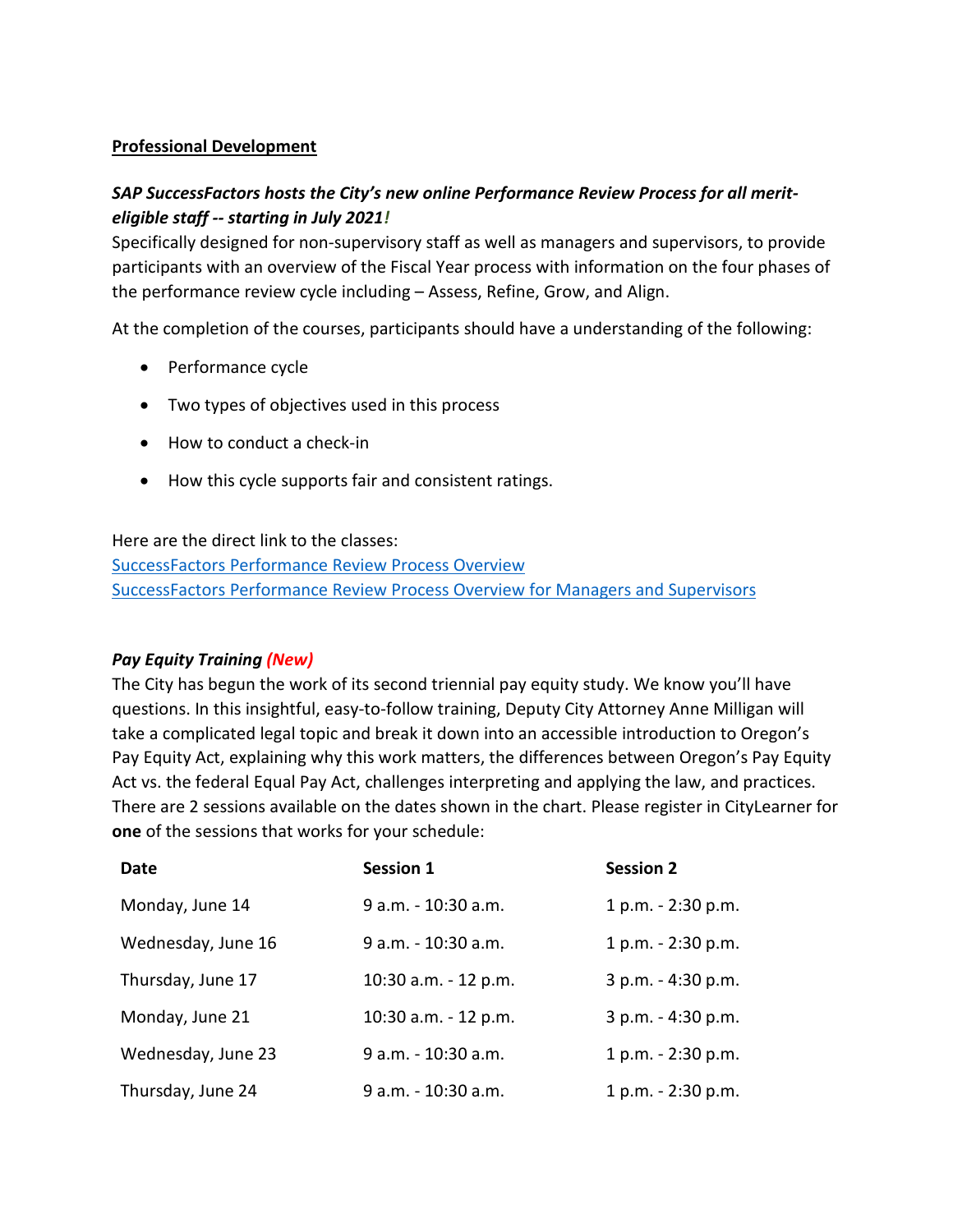**Professional Development**

***SAP SuccessFactors hosts the City's new online Performance Review Process for all merit-eligible staff -- starting in July 2021!***

Specifically designed for non-supervisory staff as well as managers and supervisors, to provide participants with an overview of the Fiscal Year process with information on the four phases of the performance review cycle including – Assess, Refine, Grow, and Align.

At the completion of the courses, participants should have a understanding of the following:

- Performance cycle
- Two types of objectives used in this process
- How to conduct a check-in
- How this cycle supports fair and consistent ratings.

Here are the direct link to the classes:
[SuccessFactors Performance Review Process Overview]()
[SuccessFactors Performance Review Process Overview for Managers and Supervisors]()

***Pay Equity Training (New)***

The City has begun the work of its second triennial pay equity study. We know you'll have questions. In this insightful, easy-to-follow training, Deputy City Attorney Anne Milligan will take a complicated legal topic and break it down into an accessible introduction to Oregon's Pay Equity Act, explaining why this work matters, the differences between Oregon's Pay Equity Act vs. the federal Equal Pay Act, challenges interpreting and applying the law, and practices. There are 2 sessions available on the dates shown in the chart. Please register in CityLearner for **one** of the sessions that works for your schedule:

| Date | Session 1 | Session 2 |
|---|---|---|
| Monday, June 14 | 9 a.m. - 10:30 a.m. | 1 p.m. - 2:30 p.m. |
| Wednesday, June 16 | 9 a.m. - 10:30 a.m. | 1 p.m. - 2:30 p.m. |
| Thursday, June 17 | 10:30 a.m. - 12 p.m. | 3 p.m. - 4:30 p.m. |
| Monday, June 21 | 10:30 a.m. - 12 p.m. | 3 p.m. - 4:30 p.m. |
| Wednesday, June 23 | 9 a.m. - 10:30 a.m. | 1 p.m. - 2:30 p.m. |
| Thursday, June 24 | 9 a.m. - 10:30 a.m. | 1 p.m. - 2:30 p.m. |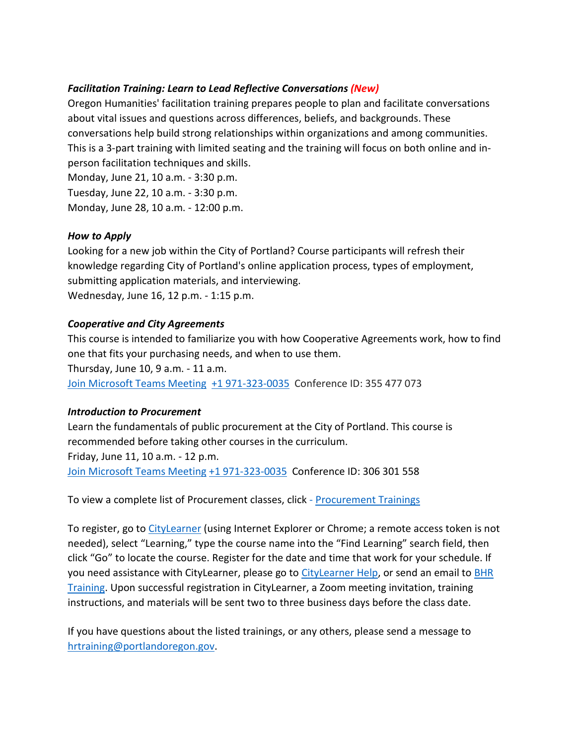***Facilitation Training: Learn to Lead Reflective Conversations (New)***

Oregon Humanities' facilitation training prepares people to plan and facilitate conversations about vital issues and questions across differences, beliefs, and backgrounds. These conversations help build strong relationships within organizations and among communities. This is a 3-part training with limited seating and the training will focus on both online and in-person facilitation techniques and skills.

Monday, June 21, 10 a.m. - 3:30 p.m.
Tuesday, June 22, 10 a.m. - 3:30 p.m.
Monday, June 28, 10 a.m. - 12:00 p.m.

***How to Apply***

Looking for a new job within the City of Portland? Course participants will refresh their knowledge regarding City of Portland's online application process, types of employment, submitting application materials, and interviewing.

Wednesday, June 16, 12 p.m. - 1:15 p.m.

***Cooperative and City Agreements***

This course is intended to familiarize you with how Cooperative Agreements work, how to find one that fits your purchasing needs, and when to use them.

Thursday, June 10, 9 a.m. - 11 a.m.

Join Microsoft Teams Meeting +1 971-323-0035 Conference ID: 355 477 073

***Introduction to Procurement***

Learn the fundamentals of public procurement at the City of Portland. This course is recommended before taking other courses in the curriculum.

Friday, June 11, 10 a.m. - 12 p.m.

Join Microsoft Teams Meeting +1 971-323-0035 Conference ID: 306 301 558

To view a complete list of Procurement classes, click - Procurement Trainings

To register, go to CityLearner (using Internet Explorer or Chrome; a remote access token is not needed), select "Learning," type the course name into the "Find Learning" search field, then click "Go" to locate the course. Register for the date and time that work for your schedule. If you need assistance with CityLearner, please go to CityLearner Help, or send an email to BHR Training. Upon successful registration in CityLearner, a Zoom meeting invitation, training instructions, and materials will be sent two to three business days before the class date.

If you have questions about the listed trainings, or any others, please send a message to hrtraining@portlandoregon.gov.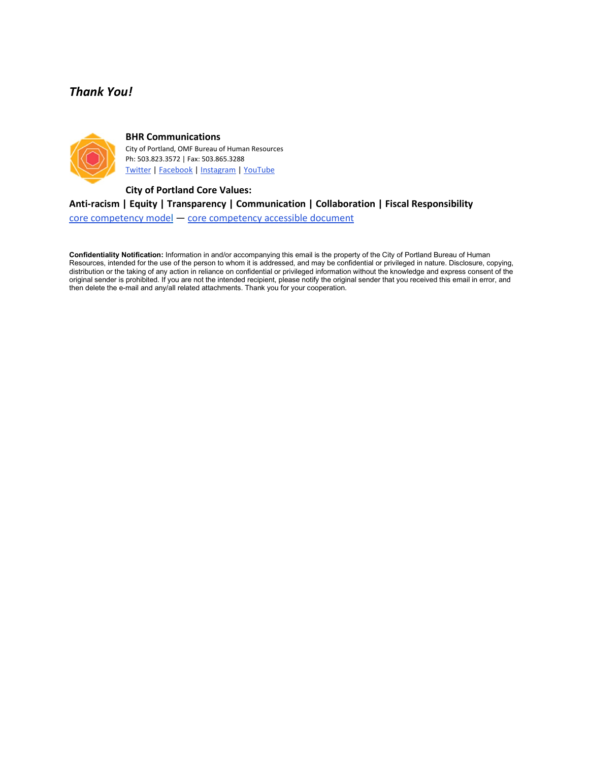***Thank You!***

**BHR Communications**

City of Portland, OMF Bureau of Human Resources

Ph: 503.823.3572 | Fax: 503.865.3288

Twitter | Facebook | Instagram | YouTube

**City of Portland Core Values:**

**Anti-racism | Equity | Transparency | Communication | Collaboration | Fiscal Responsibility**

core competency model — core competency accessible document

**Confidentiality Notification:** Information in and/or accompanying this email is the property of the City of Portland Bureau of Human Resources, intended for the use of the person to whom it is addressed, and may be confidential or privileged in nature. Disclosure, copying, distribution or the taking of any action in reliance on confidential or privileged information without the knowledge and express consent of the original sender is prohibited. If you are not the intended recipient, please notify the original sender that you received this email in error, and then delete the e-mail and any/all related attachments. Thank you for your cooperation.